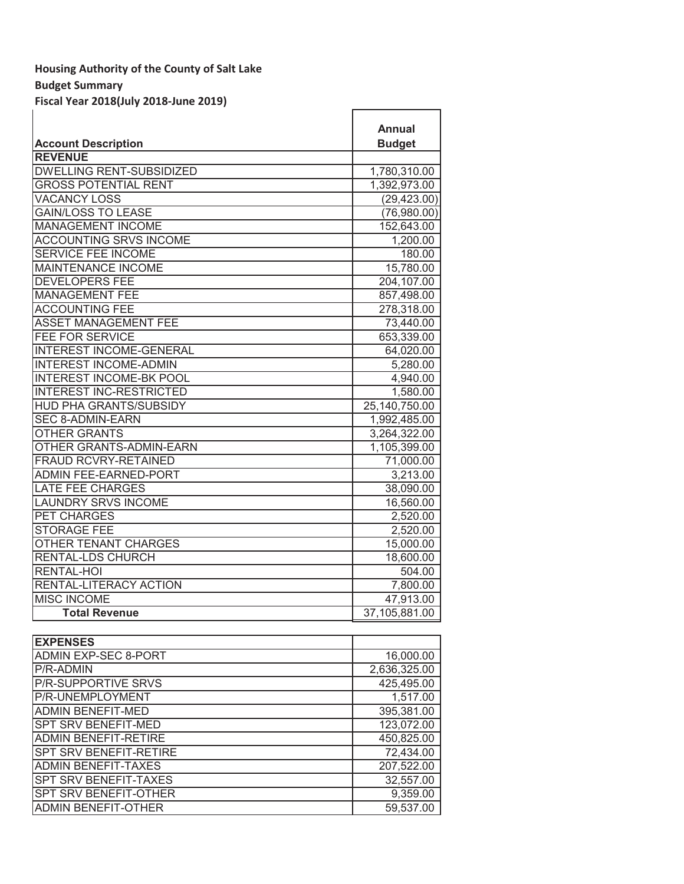**Housing Authority of the County of Salt Lake**

**Budget Summary**

**Fiscal Year 2018(July 2018-June 2019)**

| Account Description | Annual Budget |
|---|---|
| **REVENUE** | |
| DWELLING RENT-SUBSIDIZED | 1,780,310.00 |
| GROSS POTENTIAL RENT | 1,392,973.00 |
| VACANCY LOSS | (29,423.00) |
| GAIN/LOSS TO LEASE | (76,980.00) |
| MANAGEMENT INCOME | 152,643.00 |
| ACCOUNTING SRVS INCOME | 1,200.00 |
| SERVICE FEE INCOME | 180.00 |
| MAINTENANCE INCOME | 15,780.00 |
| DEVELOPERS FEE | 204,107.00 |
| MANAGEMENT FEE | 857,498.00 |
| ACCOUNTING FEE | 278,318.00 |
| ASSET MANAGEMENT FEE | 73,440.00 |
| FEE FOR SERVICE | 653,339.00 |
| INTEREST INCOME-GENERAL | 64,020.00 |
| INTEREST INCOME-ADMIN | 5,280.00 |
| INTEREST INCOME-BK POOL | 4,940.00 |
| INTEREST INC-RESTRICTED | 1,580.00 |
| HUD PHA GRANTS/SUBSIDY | 25,140,750.00 |
| SEC 8-ADMIN-EARN | 1,992,485.00 |
| OTHER GRANTS | 3,264,322.00 |
| OTHER GRANTS-ADMIN-EARN | 1,105,399.00 |
| FRAUD RCVRY-RETAINED | 71,000.00 |
| ADMIN FEE-EARNED-PORT | 3,213.00 |
| LATE FEE CHARGES | 38,090.00 |
| LAUNDRY SRVS INCOME | 16,560.00 |
| PET CHARGES | 2,520.00 |
| STORAGE FEE | 2,520.00 |
| OTHER TENANT CHARGES | 15,000.00 |
| RENTAL-LDS CHURCH | 18,600.00 |
| RENTAL-HOI | 504.00 |
| RENTAL-LITERACY ACTION | 7,800.00 |
| MISC INCOME | 47,913.00 |
| **Total Revenue** | 37,105,881.00 |
| | |
| **EXPENSES** | |
| ADMIN EXP-SEC 8-PORT | 16,000.00 |
| P/R-ADMIN | 2,636,325.00 |
| P/R-SUPPORTIVE SRVS | 425,495.00 |
| P/R-UNEMPLOYMENT | 1,517.00 |
| ADMIN BENEFIT-MED | 395,381.00 |
| SPT SRV BENEFIT-MED | 123,072.00 |
| ADMIN BENEFIT-RETIRE | 450,825.00 |
| SPT SRV BENEFIT-RETIRE | 72,434.00 |
| ADMIN BENEFIT-TAXES | 207,522.00 |
| SPT SRV BENEFIT-TAXES | 32,557.00 |
| SPT SRV BENEFIT-OTHER | 9,359.00 |
| ADMIN BENEFIT-OTHER | 59,537.00 |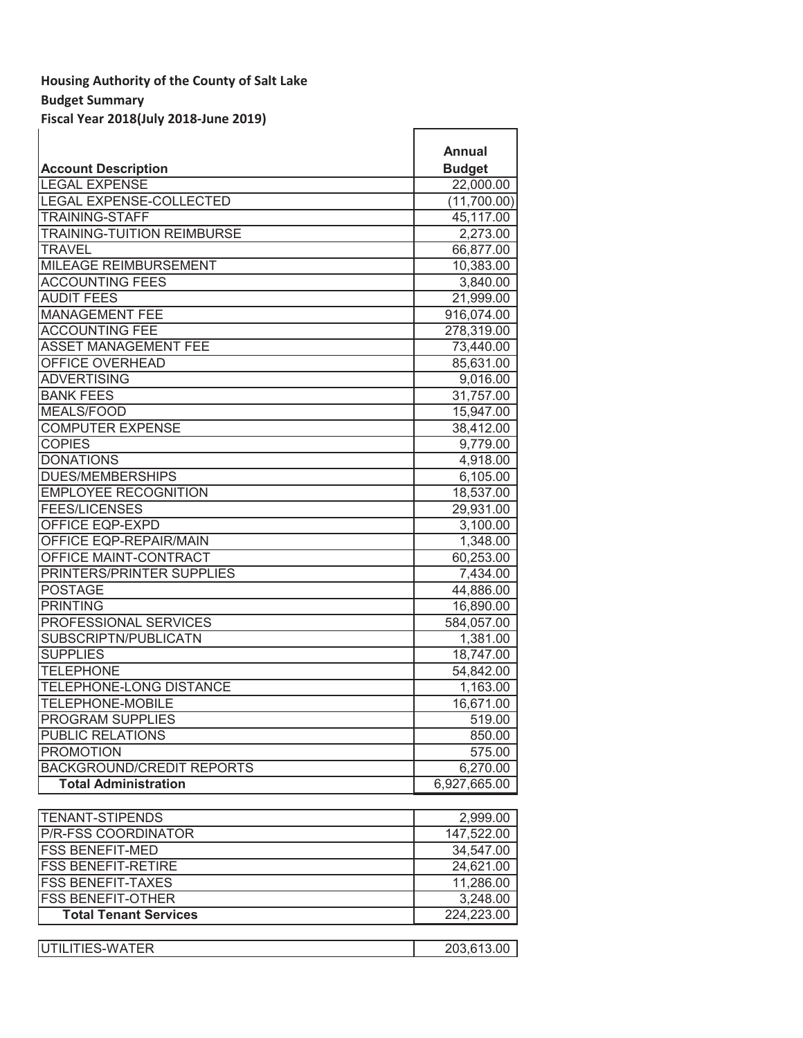**Housing Authority of the County of Salt Lake**

**Budget Summary**

**Fiscal Year 2018(July 2018-June 2019)**

| Account Description | Annual Budget |
|---|---|
| LEGAL EXPENSE | 22,000.00 |
| LEGAL EXPENSE-COLLECTED | (11,700.00) |
| TRAINING-STAFF | 45,117.00 |
| TRAINING-TUITION REIMBURSE | 2,273.00 |
| TRAVEL | 66,877.00 |
| MILEAGE REIMBURSEMENT | 10,383.00 |
| ACCOUNTING FEES | 3,840.00 |
| AUDIT FEES | 21,999.00 |
| MANAGEMENT FEE | 916,074.00 |
| ACCOUNTING FEE | 278,319.00 |
| ASSET MANAGEMENT FEE | 73,440.00 |
| OFFICE OVERHEAD | 85,631.00 |
| ADVERTISING | 9,016.00 |
| BANK FEES | 31,757.00 |
| MEALS/FOOD | 15,947.00 |
| COMPUTER EXPENSE | 38,412.00 |
| COPIES | 9,779.00 |
| DONATIONS | 4,918.00 |
| DUES/MEMBERSHIPS | 6,105.00 |
| EMPLOYEE RECOGNITION | 18,537.00 |
| FEES/LICENSES | 29,931.00 |
| OFFICE EQP-EXPD | 3,100.00 |
| OFFICE EQP-REPAIR/MAIN | 1,348.00 |
| OFFICE MAINT-CONTRACT | 60,253.00 |
| PRINTERS/PRINTER SUPPLIES | 7,434.00 |
| POSTAGE | 44,886.00 |
| PRINTING | 16,890.00 |
| PROFESSIONAL SERVICES | 584,057.00 |
| SUBSCRIPTN/PUBLICATN | 1,381.00 |
| SUPPLIES | 18,747.00 |
| TELEPHONE | 54,842.00 |
| TELEPHONE-LONG DISTANCE | 1,163.00 |
| TELEPHONE-MOBILE | 16,671.00 |
| PROGRAM SUPPLIES | 519.00 |
| PUBLIC RELATIONS | 850.00 |
| PROMOTION | 575.00 |
| BACKGROUND/CREDIT REPORTS | 6,270.00 |
| **Total Administration** | 6,927,665.00 |
| | |
| TENANT-STIPENDS | 2,999.00 |
| P/R-FSS COORDINATOR | 147,522.00 |
| FSS BENEFIT-MED | 34,547.00 |
| FSS BENEFIT-RETIRE | 24,621.00 |
| FSS BENEFIT-TAXES | 11,286.00 |
| FSS BENEFIT-OTHER | 3,248.00 |
| **Total Tenant Services** | 224,223.00 |
| | |
| UTILITIES-WATER | 203,613.00 |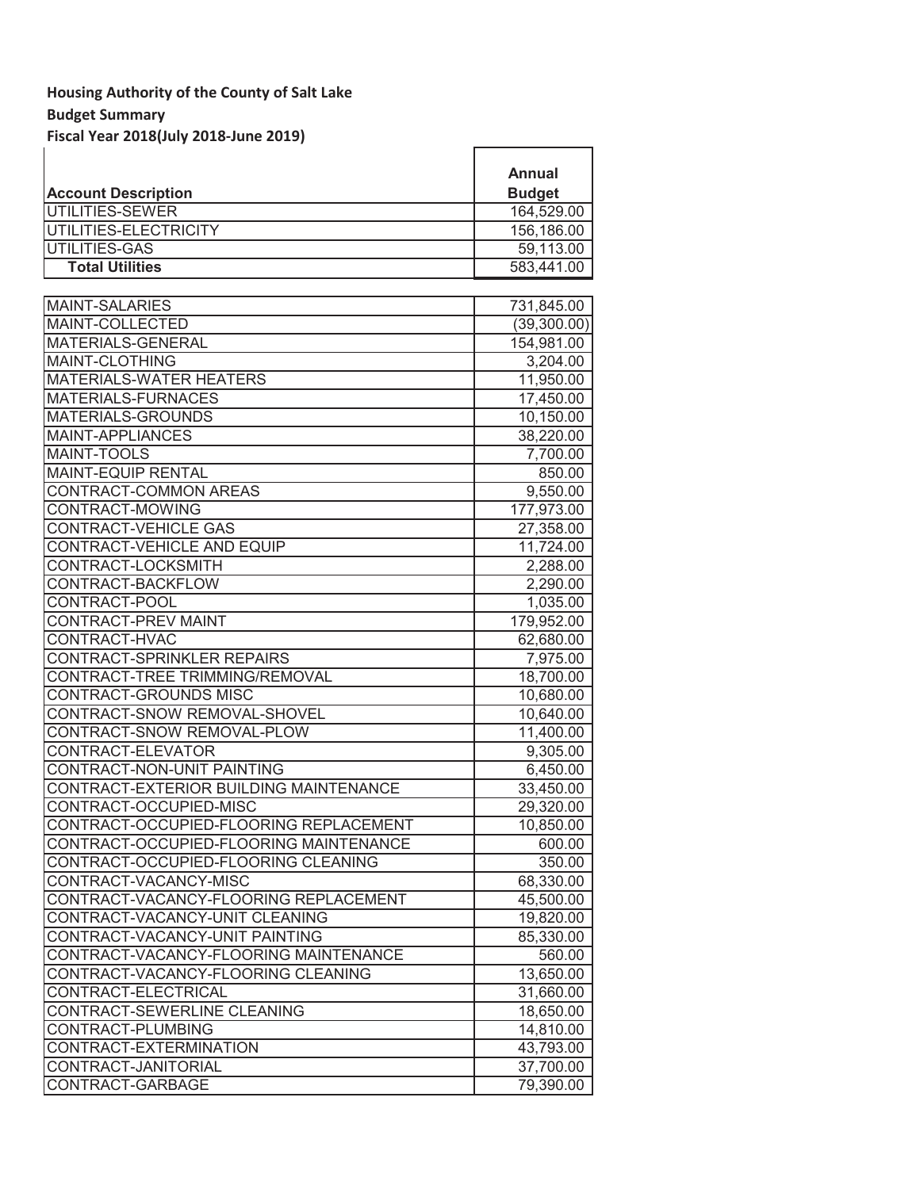**Housing Authority of the County of Salt Lake**

**Budget Summary**

**Fiscal Year 2018(July 2018-June 2019)**

| Account Description | Annual Budget |
|---|---|
| UTILITIES-SEWER | 164,529.00 |
| UTILITIES-ELECTRICITY | 156,186.00 |
| UTILITIES-GAS | 59,113.00 |
| **Total Utilities** | 583,441.00 |
| | |
| MAINT-SALARIES | 731,845.00 |
| MAINT-COLLECTED | (39,300.00) |
| MATERIALS-GENERAL | 154,981.00 |
| MAINT-CLOTHING | 3,204.00 |
| MATERIALS-WATER HEATERS | 11,950.00 |
| MATERIALS-FURNACES | 17,450.00 |
| MATERIALS-GROUNDS | 10,150.00 |
| MAINT-APPLIANCES | 38,220.00 |
| MAINT-TOOLS | 7,700.00 |
| MAINT-EQUIP RENTAL | 850.00 |
| CONTRACT-COMMON AREAS | 9,550.00 |
| CONTRACT-MOWING | 177,973.00 |
| CONTRACT-VEHICLE GAS | 27,358.00 |
| CONTRACT-VEHICLE AND EQUIP | 11,724.00 |
| CONTRACT-LOCKSMITH | 2,288.00 |
| CONTRACT-BACKFLOW | 2,290.00 |
| CONTRACT-POOL | 1,035.00 |
| CONTRACT-PREV MAINT | 179,952.00 |
| CONTRACT-HVAC | 62,680.00 |
| CONTRACT-SPRINKLER REPAIRS | 7,975.00 |
| CONTRACT-TREE TRIMMING/REMOVAL | 18,700.00 |
| CONTRACT-GROUNDS MISC | 10,680.00 |
| CONTRACT-SNOW REMOVAL-SHOVEL | 10,640.00 |
| CONTRACT-SNOW REMOVAL-PLOW | 11,400.00 |
| CONTRACT-ELEVATOR | 9,305.00 |
| CONTRACT-NON-UNIT PAINTING | 6,450.00 |
| CONTRACT-EXTERIOR BUILDING MAINTENANCE | 33,450.00 |
| CONTRACT-OCCUPIED-MISC | 29,320.00 |
| CONTRACT-OCCUPIED-FLOORING REPLACEMENT | 10,850.00 |
| CONTRACT-OCCUPIED-FLOORING MAINTENANCE | 600.00 |
| CONTRACT-OCCUPIED-FLOORING CLEANING | 350.00 |
| CONTRACT-VACANCY-MISC | 68,330.00 |
| CONTRACT-VACANCY-FLOORING REPLACEMENT | 45,500.00 |
| CONTRACT-VACANCY-UNIT CLEANING | 19,820.00 |
| CONTRACT-VACANCY-UNIT PAINTING | 85,330.00 |
| CONTRACT-VACANCY-FLOORING MAINTENANCE | 560.00 |
| CONTRACT-VACANCY-FLOORING CLEANING | 13,650.00 |
| CONTRACT-ELECTRICAL | 31,660.00 |
| CONTRACT-SEWERLINE CLEANING | 18,650.00 |
| CONTRACT-PLUMBING | 14,810.00 |
| CONTRACT-EXTERMINATION | 43,793.00 |
| CONTRACT-JANITORIAL | 37,700.00 |
| CONTRACT-GARBAGE | 79,390.00 |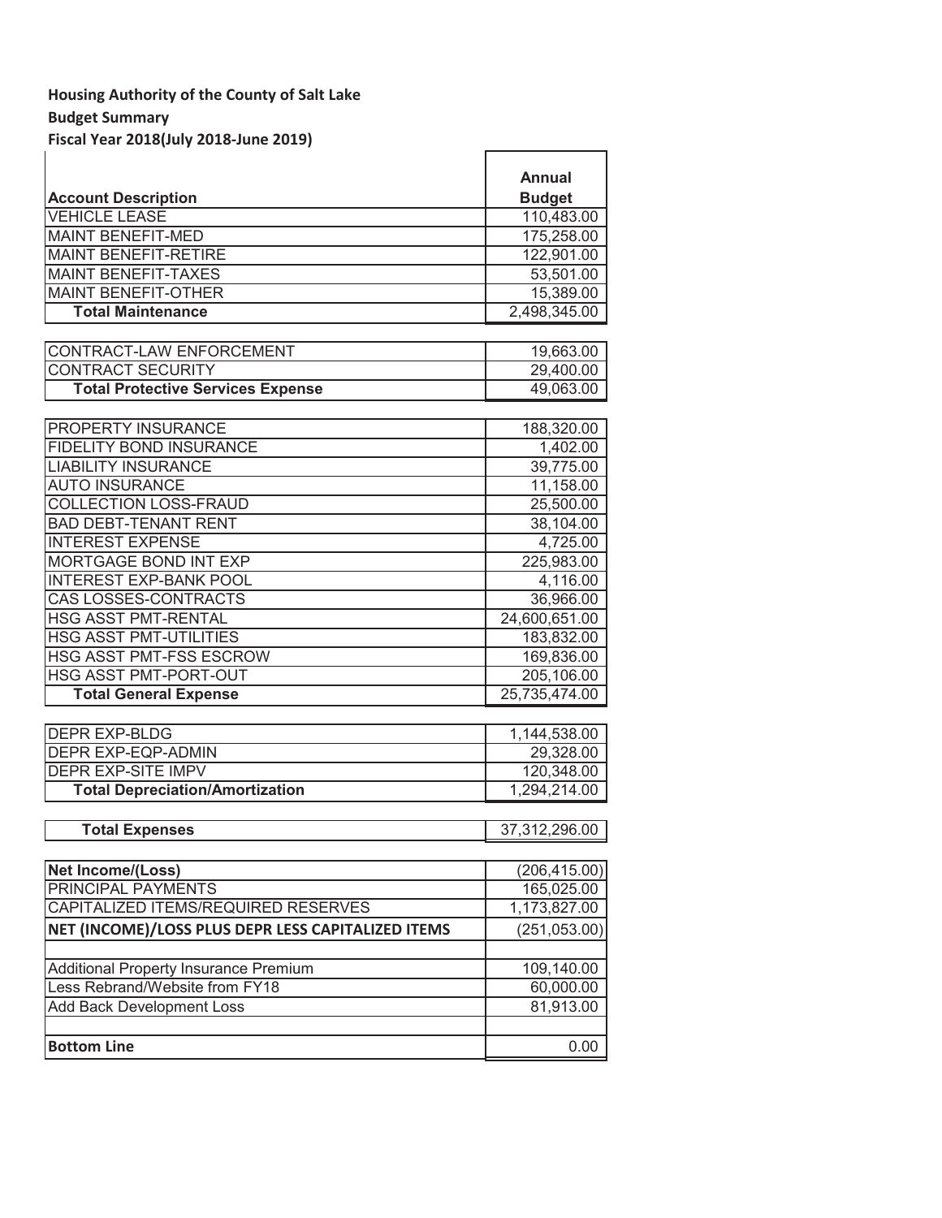**Housing Authority of the County of Salt Lake**
**Budget Summary**
**Fiscal Year 2018(July 2018-June 2019)**

| Account Description | Annual Budget |
| --- | --- |
| VEHICLE LEASE | 110,483.00 |
| MAINT BENEFIT-MED | 175,258.00 |
| MAINT BENEFIT-RETIRE | 122,901.00 |
| MAINT BENEFIT-TAXES | 53,501.00 |
| MAINT BENEFIT-OTHER | 15,389.00 |
| **Total Maintenance** | 2,498,345.00 |
| | |
| CONTRACT-LAW ENFORCEMENT | 19,663.00 |
| CONTRACT SECURITY | 29,400.00 |
| **Total Protective Services Expense** | 49,063.00 |
| | |
| PROPERTY INSURANCE | 188,320.00 |
| FIDELITY BOND INSURANCE | 1,402.00 |
| LIABILITY INSURANCE | 39,775.00 |
| AUTO INSURANCE | 11,158.00 |
| COLLECTION LOSS-FRAUD | 25,500.00 |
| BAD DEBT-TENANT RENT | 38,104.00 |
| INTEREST EXPENSE | 4,725.00 |
| MORTGAGE BOND INT EXP | 225,983.00 |
| INTEREST EXP-BANK POOL | 4,116.00 |
| CAS LOSSES-CONTRACTS | 36,966.00 |
| HSG ASST PMT-RENTAL | 24,600,651.00 |
| HSG ASST PMT-UTILITIES | 183,832.00 |
| HSG ASST PMT-FSS ESCROW | 169,836.00 |
| HSG ASST PMT-PORT-OUT | 205,106.00 |
| **Total General Expense** | 25,735,474.00 |
| | |
| DEPR EXP-BLDG | 1,144,538.00 |
| DEPR EXP-EQP-ADMIN | 29,328.00 |
| DEPR EXP-SITE IMPV | 120,348.00 |
| **Total Depreciation/Amortization** | 1,294,214.00 |
| | |
| **Total Expenses** | 37,312,296.00 |
| | |
| **Net Income/(Loss)** | (206,415.00) |
| PRINCIPAL PAYMENTS | 165,025.00 |
| CAPITALIZED ITEMS/REQUIRED RESERVES | 1,173,827.00 |
| **NET (INCOME)/LOSS PLUS DEPR LESS CAPITALIZED ITEMS** | (251,053.00) |
| | |
| Additional Property Insurance Premium | 109,140.00 |
| Less Rebrand/Website from FY18 | 60,000.00 |
| Add Back Development Loss | 81,913.00 |
| | |
| **Bottom Line** | 0.00 |